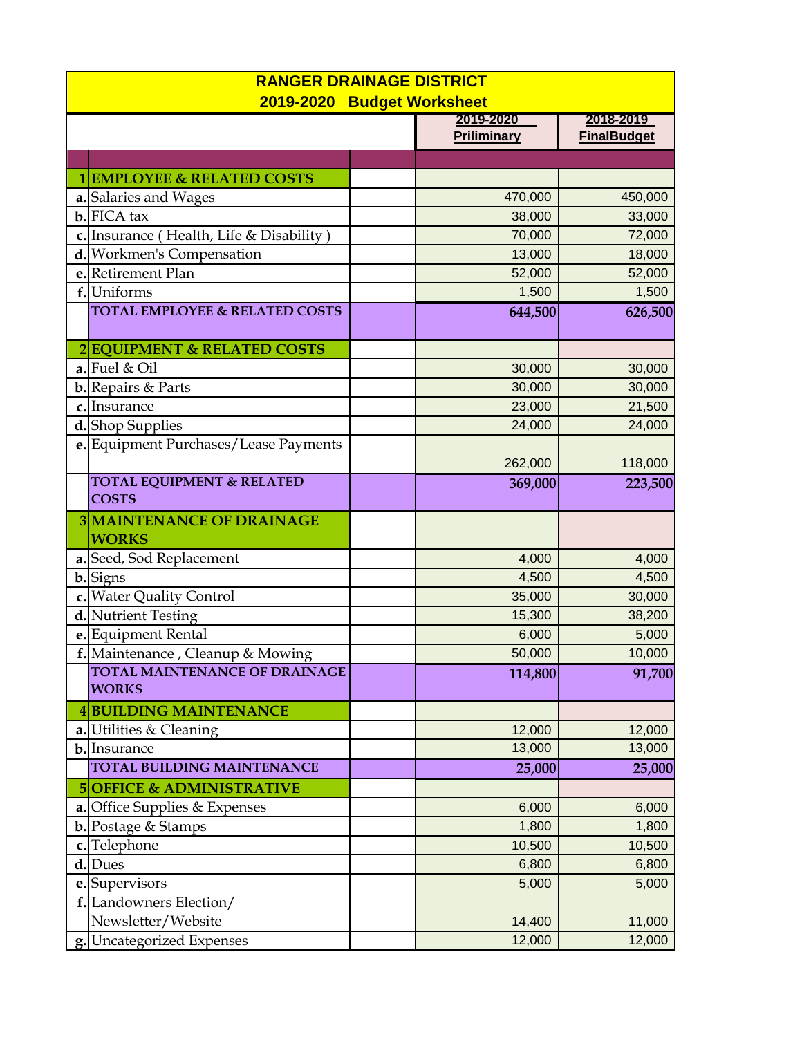# RANGER DRAINAGE DISTRICT
## 2019-2020 Budget Worksheet

| | | | 2019-2020 Priliminary | 2018-2019 FinalBudget |
|---|---|---|---|---|
| | | | | |
| **1** | **EMPLOYEE & RELATED COSTS** | | | |
| **a.** | Salaries and Wages | | 470,000 | 450,000 |
| **b.** | FICA tax | | 38,000 | 33,000 |
| **c.** | Insurance ( Health, Life & Disability ) | | 70,000 | 72,000 |
| **d.** | Workmen's Compensation | | 13,000 | 18,000 |
| **e.** | Retirement Plan | | 52,000 | 52,000 |
| **f.** | Uniforms | | 1,500 | 1,500 |
| | **TOTAL EMPLOYEE & RELATED COSTS** | | **644,500** | **626,500** |
| **2** | **EQUIPMENT & RELATED COSTS** | | | |
| **a.** | Fuel & Oil | | 30,000 | 30,000 |
| **b.** | Repairs & Parts | | 30,000 | 30,000 |
| **c.** | Insurance | | 23,000 | 21,500 |
| **d.** | Shop Supplies | | 24,000 | 24,000 |
| **e.** | Equipment Purchases/Lease Payments | | 262,000 | 118,000 |
| | **TOTAL EQUIPMENT & RELATED COSTS** | | **369,000** | **223,500** |
| **3** | **MAINTENANCE OF DRAINAGE WORKS** | | | |
| **a.** | Seed, Sod Replacement | | 4,000 | 4,000 |
| **b.** | Signs | | 4,500 | 4,500 |
| **c.** | Water Quality Control | | 35,000 | 30,000 |
| **d.** | Nutrient Testing | | 15,300 | 38,200 |
| **e.** | Equipment Rental | | 6,000 | 5,000 |
| **f.** | Maintenance , Cleanup & Mowing | | 50,000 | 10,000 |
| | **TOTAL MAINTENANCE OF DRAINAGE WORKS** | | **114,800** | **91,700** |
| **4** | **BUILDING MAINTENANCE** | | | |
| **a.** | Utilities & Cleaning | | 12,000 | 12,000 |
| **b.** | Insurance | | 13,000 | 13,000 |
| | **TOTAL BUILDING MAINTENANCE** | | **25,000** | **25,000** |
| **5** | **OFFICE & ADMINISTRATIVE** | | | |
| **a.** | Office Supplies & Expenses | | 6,000 | 6,000 |
| **b.** | Postage & Stamps | | 1,800 | 1,800 |
| **c.** | Telephone | | 10,500 | 10,500 |
| **d.** | Dues | | 6,800 | 6,800 |
| **e.** | Supervisors | | 5,000 | 5,000 |
| **f.** | Landowners Election/ Newsletter/Website | | 14,400 | 11,000 |
| **g.** | Uncategorized Expenses | | 12,000 | 12,000 |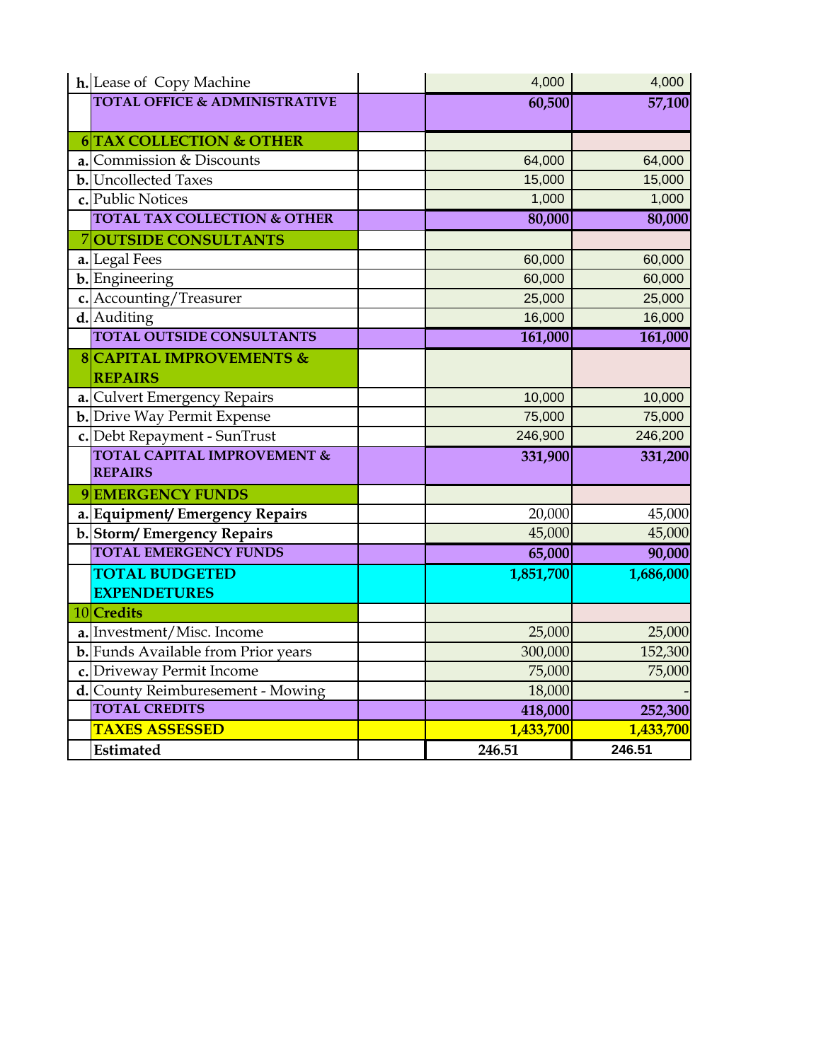| | | | | |
|---|---|---|---|---|
| h. | Lease of Copy Machine | | 4,000 | 4,000 |
| | **TOTAL OFFICE & ADMINISTRATIVE** | | **60,500** | **57,100** |
| **6** | **TAX COLLECTION & OTHER** | | | |
| a. | Commission & Discounts | | 64,000 | 64,000 |
| b. | Uncollected Taxes | | 15,000 | 15,000 |
| c. | Public Notices | | 1,000 | 1,000 |
| | **TOTAL TAX COLLECTION & OTHER** | | **80,000** | **80,000** |
| 7 | **OUTSIDE CONSULTANTS** | | | |
| a. | Legal Fees | | 60,000 | 60,000 |
| b. | Engineering | | 60,000 | 60,000 |
| c. | Accounting/Treasurer | | 25,000 | 25,000 |
| d. | Auditing | | 16,000 | 16,000 |
| | **TOTAL OUTSIDE CONSULTANTS** | | **161,000** | **161,000** |
| **8** | **CAPITAL IMPROVEMENTS & REPAIRS** | | | |
| a. | Culvert Emergency Repairs | | 10,000 | 10,000 |
| b. | Drive Way Permit Expense | | 75,000 | 75,000 |
| c. | Debt Repayment - SunTrust | | 246,900 | 246,200 |
| | **TOTAL CAPITAL IMPROVEMENT & REPAIRS** | | **331,900** | **331,200** |
| **9** | **EMERGENCY FUNDS** | | | |
| a. | **Equipment/ Emergency Repairs** | | 20,000 | 45,000 |
| b. | **Storm/ Emergency Repairs** | | 45,000 | 45,000 |
| | **TOTAL EMERGENCY FUNDS** | | **65,000** | **90,000** |
| | **TOTAL BUDGETED EXPENDETURES** | | **1,851,700** | **1,686,000** |
| 10 | **Credits** | | | |
| a. | Investment/Misc. Income | | 25,000 | 25,000 |
| b. | Funds Available from Prior years | | 300,000 | 152,300 |
| c. | Driveway Permit Income | | 75,000 | 75,000 |
| d. | County Reimburesement - Mowing | | 18,000 | - |
| | **TOTAL CREDITS** | | **418,000** | **252,300** |
| | **TAXES ASSESSED** | | **1,433,700** | **1,433,700** |
| | **Estimated** | | **246.51** | **246.51** |